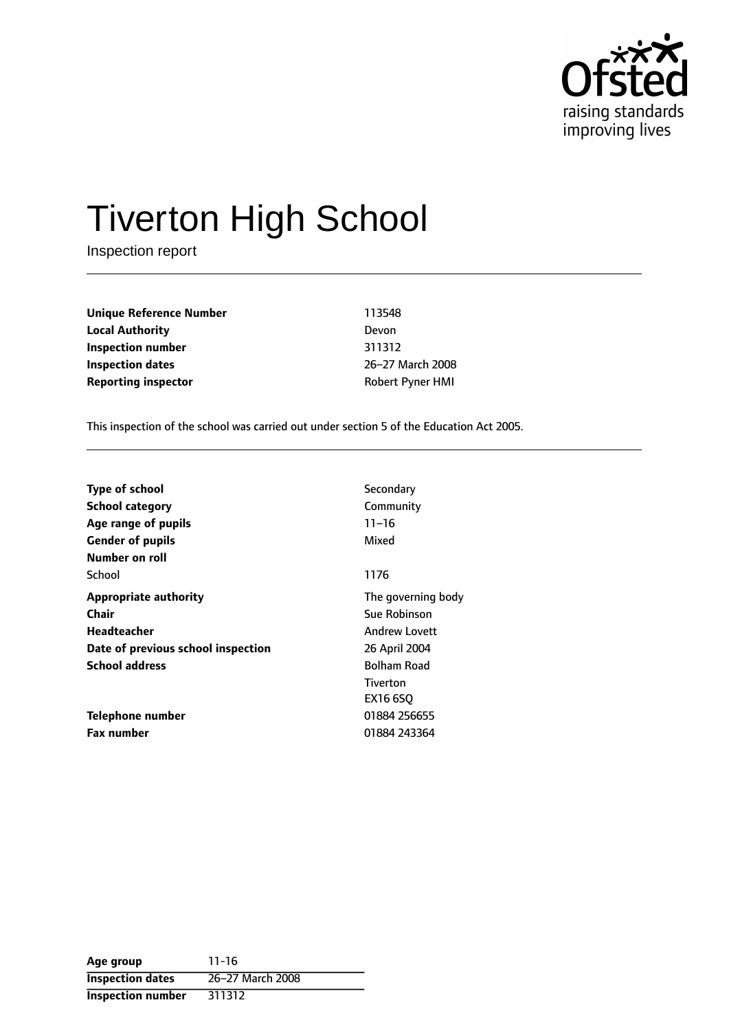# Tiverton High School

Inspection report

| | |
|---|---|
| **Unique Reference Number** | 113548 |
| **Local Authority** | Devon |
| **Inspection number** | 311312 |
| **Inspection dates** | 26–27 March 2008 |
| **Reporting inspector** | Robert Pyner HMI |

This inspection of the school was carried out under section 5 of the Education Act 2005.

| | |
|---|---|
| **Type of school** | Secondary |
| **School category** | Community |
| **Age range of pupils** | 11–16 |
| **Gender of pupils** | Mixed |
| **Number on roll** | |
| School | 1176 |
| **Appropriate authority** | The governing body |
| **Chair** | Sue Robinson |
| **Headteacher** | Andrew Lovett |
| **Date of previous school inspection** | 26 April 2004 |
| **School address** | Bolham Road<br>Tiverton<br>EX16 6SQ |
| **Telephone number** | 01884 256655 |
| **Fax number** | 01884 243364 |

| | |
|---|---|
| **Age group** | 11-16 |
| **Inspection dates** | 26–27 March 2008 |
| **Inspection number** | 311312 |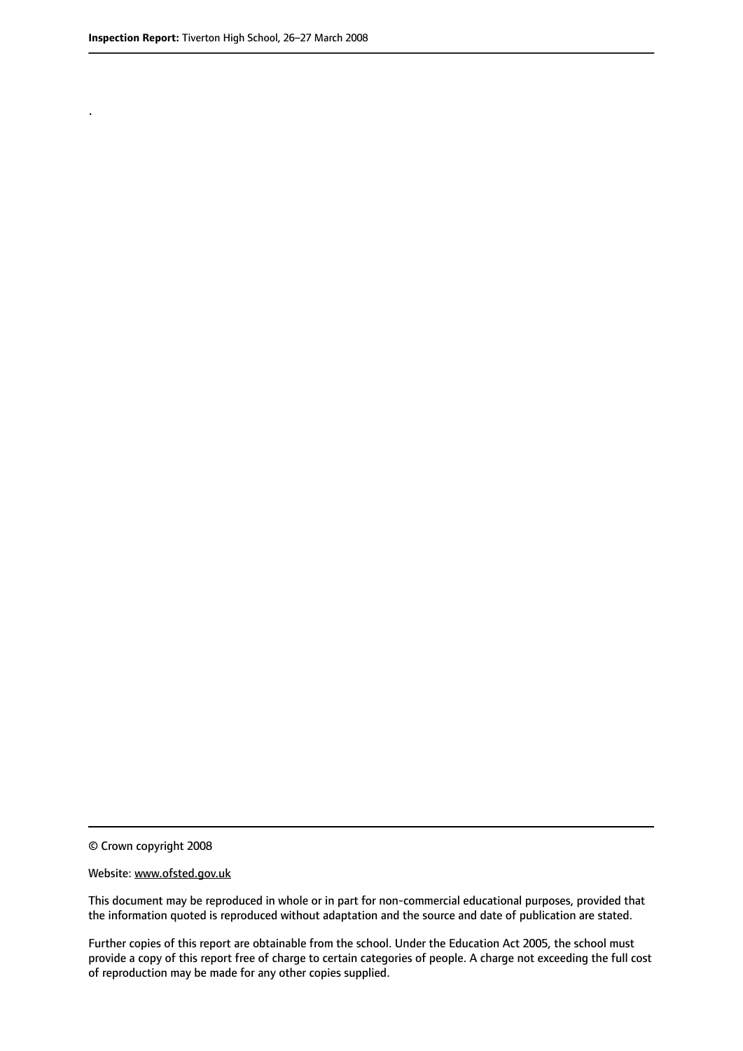.

© Crown copyright 2008

Website: www.ofsted.gov.uk

This document may be reproduced in whole or in part for non-commercial educational purposes, provided that the information quoted is reproduced without adaptation and the source and date of publication are stated.

Further copies of this report are obtainable from the school. Under the Education Act 2005, the school must provide a copy of this report free of charge to certain categories of people. A charge not exceeding the full cost of reproduction may be made for any other copies supplied.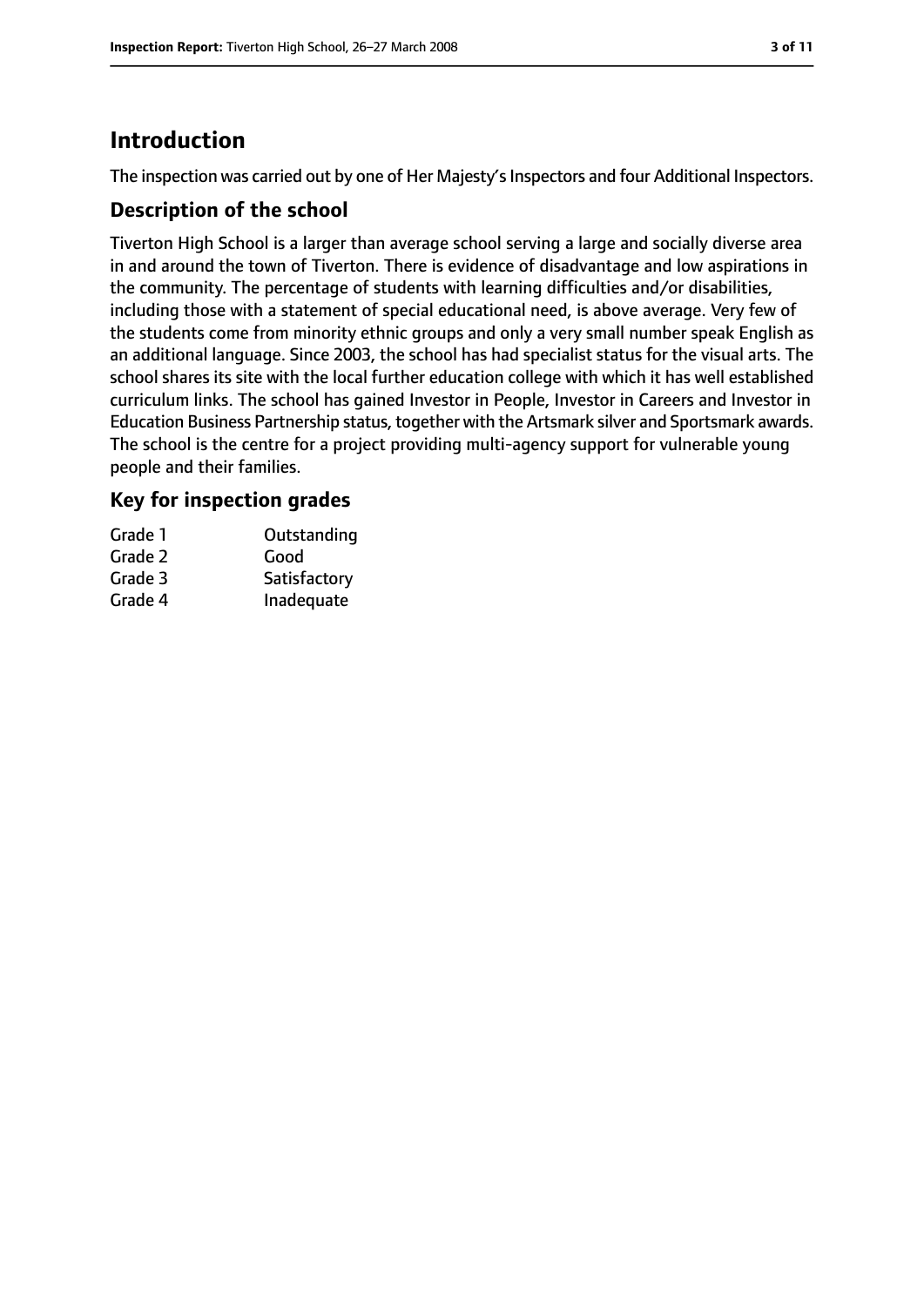# Introduction

The inspection was carried out by one of Her Majesty's Inspectors and four Additional Inspectors.

## Description of the school

Tiverton High School is a larger than average school serving a large and socially diverse area in and around the town of Tiverton. There is evidence of disadvantage and low aspirations in the community. The percentage of students with learning difficulties and/or disabilities, including those with a statement of special educational need, is above average. Very few of the students come from minority ethnic groups and only a very small number speak English as an additional language. Since 2003, the school has had specialist status for the visual arts. The school shares its site with the local further education college with which it has well established curriculum links. The school has gained Investor in People, Investor in Careers and Investor in Education Business Partnership status, together with the Artsmark silver and Sportsmark awards. The school is the centre for a project providing multi-agency support for vulnerable young people and their families.

## Key for inspection grades

| | |
|---|---|
| Grade 1 | Outstanding |
| Grade 2 | Good |
| Grade 3 | Satisfactory |
| Grade 4 | Inadequate |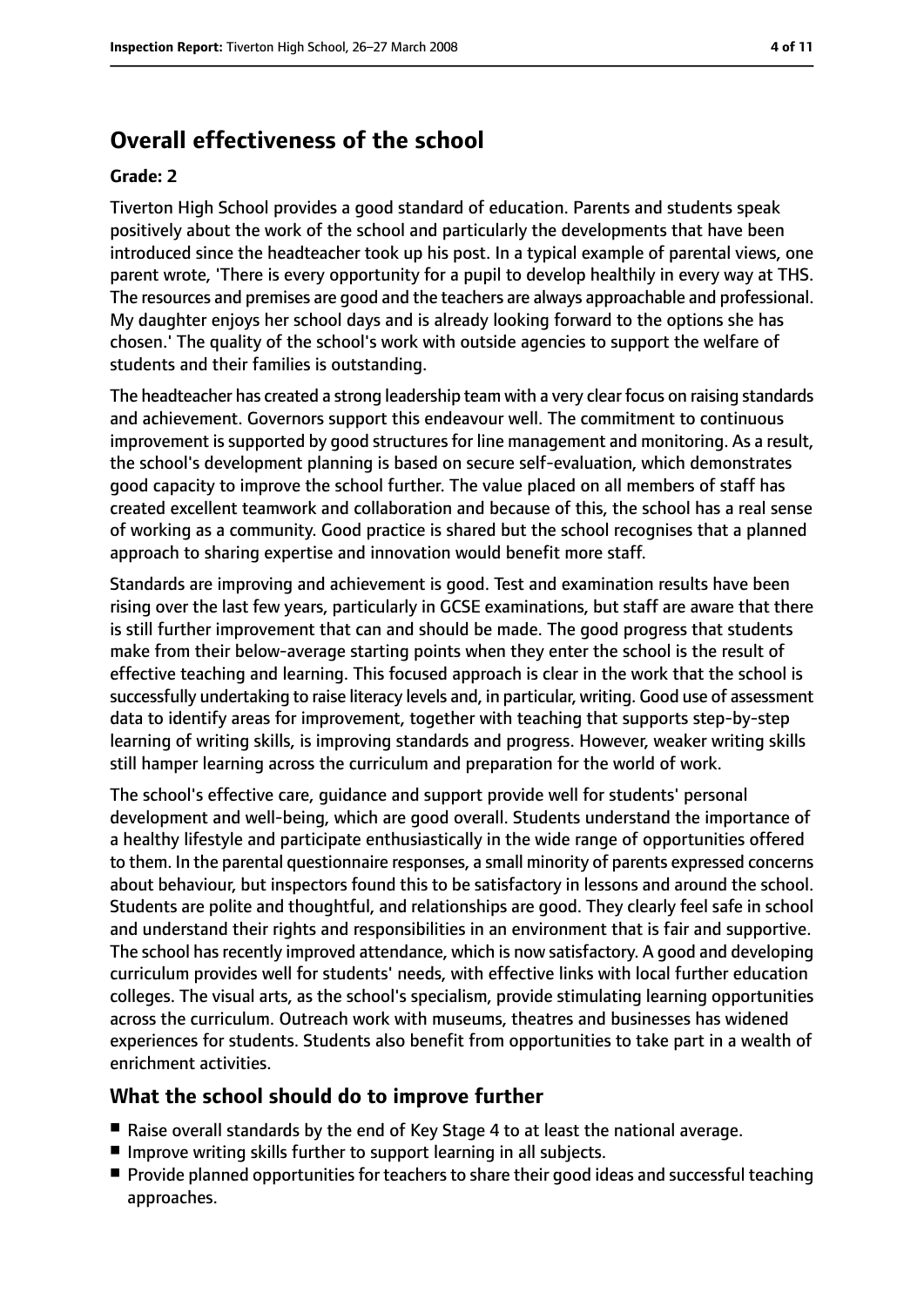## Overall effectiveness of the school

**Grade: 2**

Tiverton High School provides a good standard of education. Parents and students speak positively about the work of the school and particularly the developments that have been introduced since the headteacher took up his post. In a typical example of parental views, one parent wrote, 'There is every opportunity for a pupil to develop healthily in every way at THS. The resources and premises are good and the teachers are always approachable and professional. My daughter enjoys her school days and is already looking forward to the options she has chosen.' The quality of the school's work with outside agencies to support the welfare of students and their families is outstanding.

The headteacher has created a strong leadership team with a very clear focus on raising standards and achievement. Governors support this endeavour well. The commitment to continuous improvement is supported by good structures for line management and monitoring. As a result, the school's development planning is based on secure self-evaluation, which demonstrates good capacity to improve the school further. The value placed on all members of staff has created excellent teamwork and collaboration and because of this, the school has a real sense of working as a community. Good practice is shared but the school recognises that a planned approach to sharing expertise and innovation would benefit more staff.

Standards are improving and achievement is good. Test and examination results have been rising over the last few years, particularly in GCSE examinations, but staff are aware that there is still further improvement that can and should be made. The good progress that students make from their below-average starting points when they enter the school is the result of effective teaching and learning. This focused approach is clear in the work that the school is successfully undertaking to raise literacy levels and, in particular, writing. Good use of assessment data to identify areas for improvement, together with teaching that supports step-by-step learning of writing skills, is improving standards and progress. However, weaker writing skills still hamper learning across the curriculum and preparation for the world of work.

The school's effective care, guidance and support provide well for students' personal development and well-being, which are good overall. Students understand the importance of a healthy lifestyle and participate enthusiastically in the wide range of opportunities offered to them. In the parental questionnaire responses, a small minority of parents expressed concerns about behaviour, but inspectors found this to be satisfactory in lessons and around the school. Students are polite and thoughtful, and relationships are good. They clearly feel safe in school and understand their rights and responsibilities in an environment that is fair and supportive. The school has recently improved attendance, which is now satisfactory. A good and developing curriculum provides well for students' needs, with effective links with local further education colleges. The visual arts, as the school's specialism, provide stimulating learning opportunities across the curriculum. Outreach work with museums, theatres and businesses has widened experiences for students. Students also benefit from opportunities to take part in a wealth of enrichment activities.

### What the school should do to improve further

- Raise overall standards by the end of Key Stage 4 to at least the national average.
- Improve writing skills further to support learning in all subjects.
- Provide planned opportunities for teachers to share their good ideas and successful teaching approaches.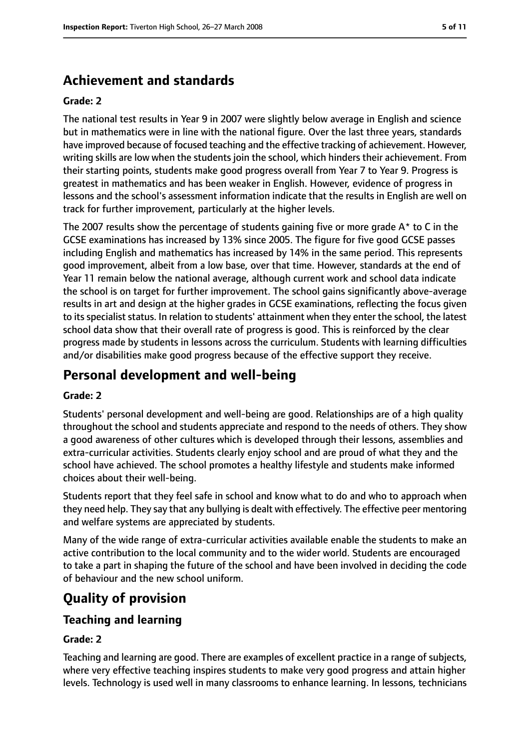## Achievement and standards

**Grade: 2**

The national test results in Year 9 in 2007 were slightly below average in English and science but in mathematics were in line with the national figure. Over the last three years, standards have improved because of focused teaching and the effective tracking of achievement. However, writing skills are low when the students join the school, which hinders their achievement. From their starting points, students make good progress overall from Year 7 to Year 9. Progress is greatest in mathematics and has been weaker in English. However, evidence of progress in lessons and the school's assessment information indicate that the results in English are well on track for further improvement, particularly at the higher levels.

The 2007 results show the percentage of students gaining five or more grade A* to C in the GCSE examinations has increased by 13% since 2005. The figure for five good GCSE passes including English and mathematics has increased by 14% in the same period. This represents good improvement, albeit from a low base, over that time. However, standards at the end of Year 11 remain below the national average, although current work and school data indicate the school is on target for further improvement. The school gains significantly above-average results in art and design at the higher grades in GCSE examinations, reflecting the focus given to its specialist status. In relation to students' attainment when they enter the school, the latest school data show that their overall rate of progress is good. This is reinforced by the clear progress made by students in lessons across the curriculum. Students with learning difficulties and/or disabilities make good progress because of the effective support they receive.

## Personal development and well-being

**Grade: 2**

Students' personal development and well-being are good. Relationships are of a high quality throughout the school and students appreciate and respond to the needs of others. They show a good awareness of other cultures which is developed through their lessons, assemblies and extra-curricular activities. Students clearly enjoy school and are proud of what they and the school have achieved. The school promotes a healthy lifestyle and students make informed choices about their well-being.

Students report that they feel safe in school and know what to do and who to approach when they need help. They say that any bullying is dealt with effectively. The effective peer mentoring and welfare systems are appreciated by students.

Many of the wide range of extra-curricular activities available enable the students to make an active contribution to the local community and to the wider world. Students are encouraged to take a part in shaping the future of the school and have been involved in deciding the code of behaviour and the new school uniform.

## Quality of provision

### Teaching and learning

**Grade: 2**

Teaching and learning are good. There are examples of excellent practice in a range of subjects, where very effective teaching inspires students to make very good progress and attain higher levels. Technology is used well in many classrooms to enhance learning. In lessons, technicians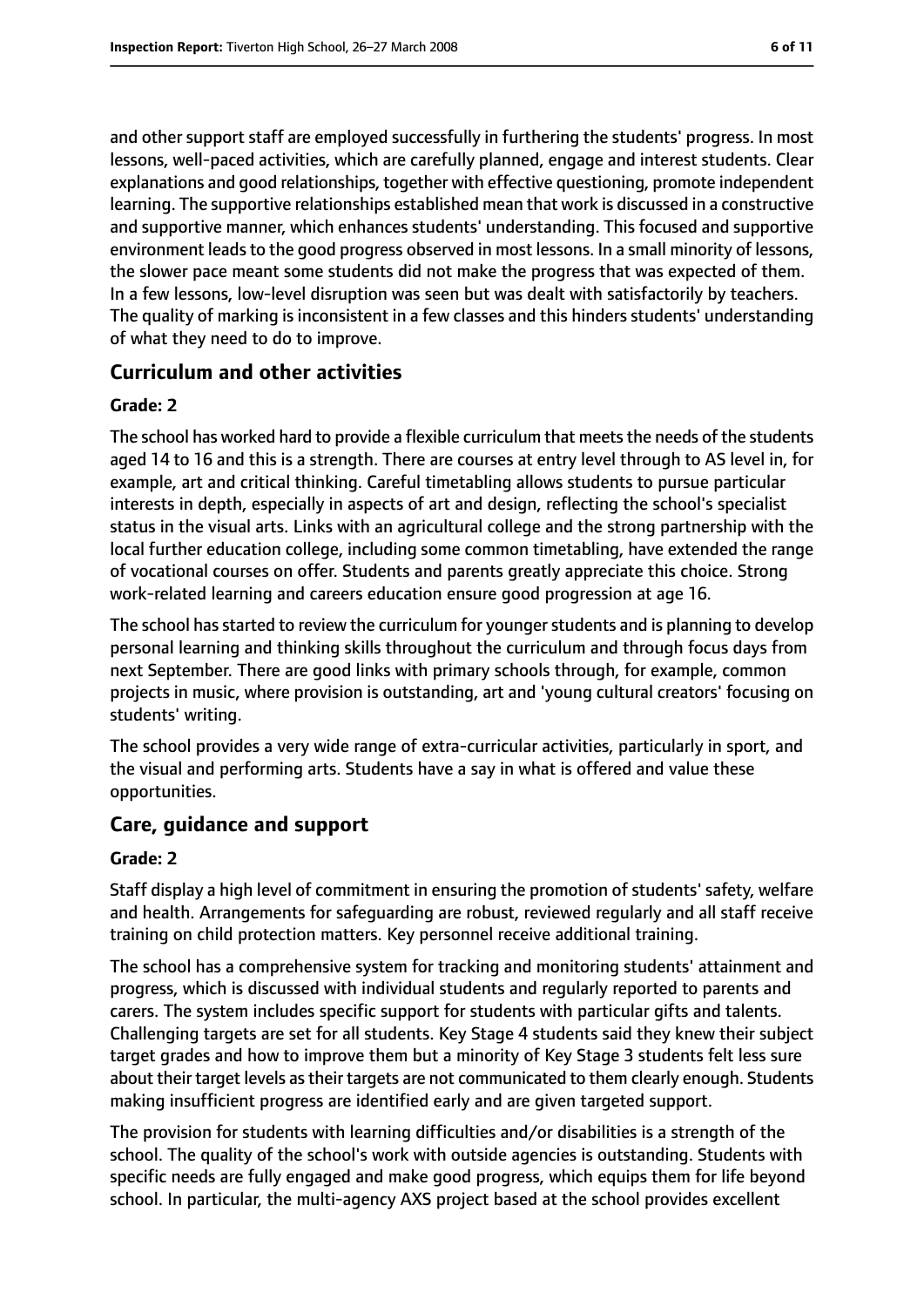and other support staff are employed successfully in furthering the students' progress. In most lessons, well-paced activities, which are carefully planned, engage and interest students. Clear explanations and good relationships, together with effective questioning, promote independent learning. The supportive relationships established mean that work is discussed in a constructive and supportive manner, which enhances students' understanding. This focused and supportive environment leads to the good progress observed in most lessons. In a small minority of lessons, the slower pace meant some students did not make the progress that was expected of them. In a few lessons, low-level disruption was seen but was dealt with satisfactorily by teachers. The quality of marking is inconsistent in a few classes and this hinders students' understanding of what they need to do to improve.

## Curriculum and other activities

**Grade: 2**

The school has worked hard to provide a flexible curriculum that meets the needs of the students aged 14 to 16 and this is a strength. There are courses at entry level through to AS level in, for example, art and critical thinking. Careful timetabling allows students to pursue particular interests in depth, especially in aspects of art and design, reflecting the school's specialist status in the visual arts. Links with an agricultural college and the strong partnership with the local further education college, including some common timetabling, have extended the range of vocational courses on offer. Students and parents greatly appreciate this choice. Strong work-related learning and careers education ensure good progression at age 16.

The school has started to review the curriculum for younger students and is planning to develop personal learning and thinking skills throughout the curriculum and through focus days from next September. There are good links with primary schools through, for example, common projects in music, where provision is outstanding, art and 'young cultural creators' focusing on students' writing.

The school provides a very wide range of extra-curricular activities, particularly in sport, and the visual and performing arts. Students have a say in what is offered and value these opportunities.

## Care, guidance and support

**Grade: 2**

Staff display a high level of commitment in ensuring the promotion of students' safety, welfare and health. Arrangements for safeguarding are robust, reviewed regularly and all staff receive training on child protection matters. Key personnel receive additional training.

The school has a comprehensive system for tracking and monitoring students' attainment and progress, which is discussed with individual students and regularly reported to parents and carers. The system includes specific support for students with particular gifts and talents. Challenging targets are set for all students. Key Stage 4 students said they knew their subject target grades and how to improve them but a minority of Key Stage 3 students felt less sure about their target levels as their targets are not communicated to them clearly enough. Students making insufficient progress are identified early and are given targeted support.

The provision for students with learning difficulties and/or disabilities is a strength of the school. The quality of the school's work with outside agencies is outstanding. Students with specific needs are fully engaged and make good progress, which equips them for life beyond school. In particular, the multi-agency AXS project based at the school provides excellent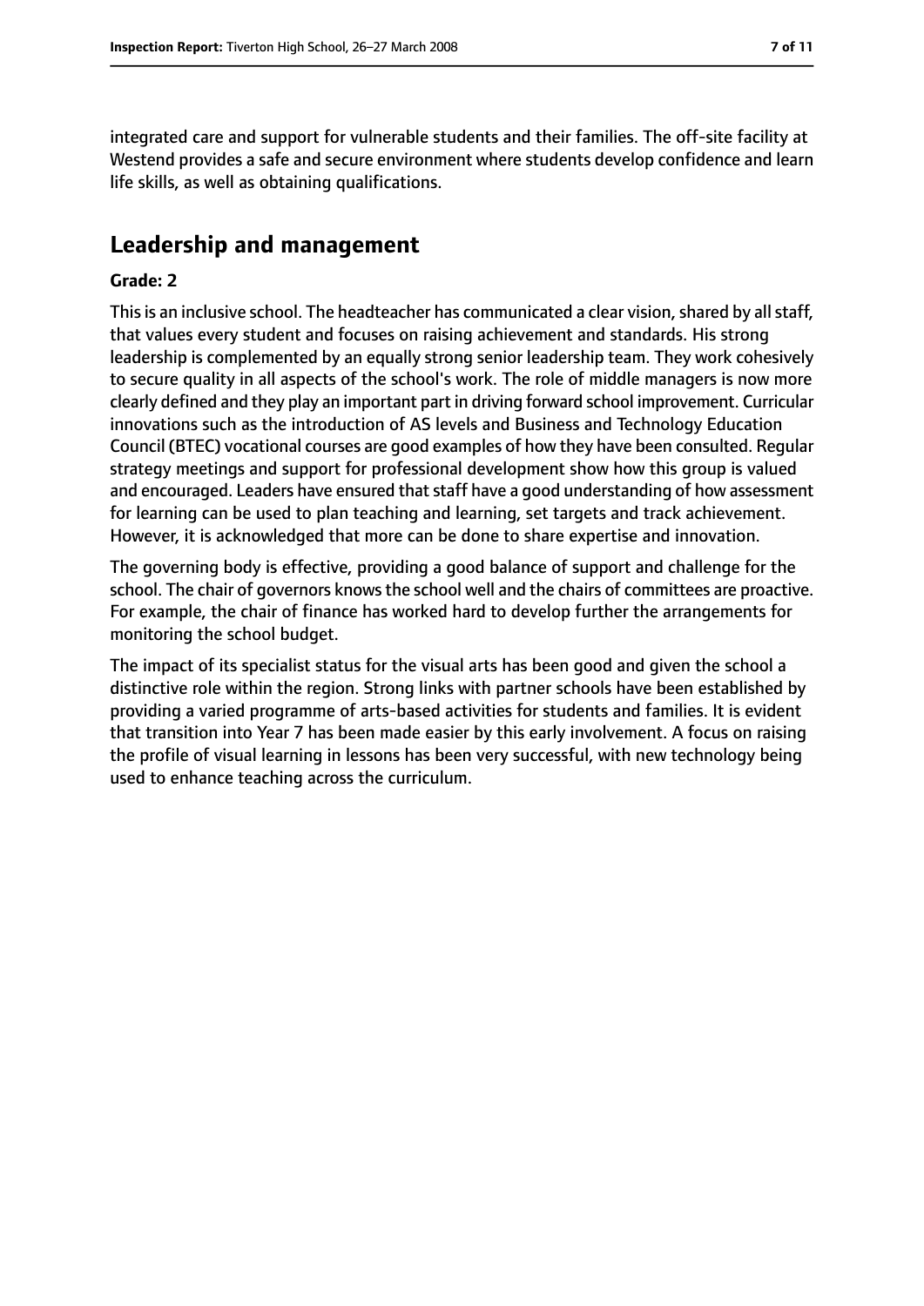integrated care and support for vulnerable students and their families. The off-site facility at Westend provides a safe and secure environment where students develop confidence and learn life skills, as well as obtaining qualifications.

## Leadership and management

**Grade: 2**

This is an inclusive school. The headteacher has communicated a clear vision, shared by all staff, that values every student and focuses on raising achievement and standards. His strong leadership is complemented by an equally strong senior leadership team. They work cohesively to secure quality in all aspects of the school's work. The role of middle managers is now more clearly defined and they play an important part in driving forward school improvement. Curricular innovations such as the introduction of AS levels and Business and Technology Education Council (BTEC) vocational courses are good examples of how they have been consulted. Regular strategy meetings and support for professional development show how this group is valued and encouraged. Leaders have ensured that staff have a good understanding of how assessment for learning can be used to plan teaching and learning, set targets and track achievement. However, it is acknowledged that more can be done to share expertise and innovation.

The governing body is effective, providing a good balance of support and challenge for the school. The chair of governors knows the school well and the chairs of committees are proactive. For example, the chair of finance has worked hard to develop further the arrangements for monitoring the school budget.

The impact of its specialist status for the visual arts has been good and given the school a distinctive role within the region. Strong links with partner schools have been established by providing a varied programme of arts-based activities for students and families. It is evident that transition into Year 7 has been made easier by this early involvement. A focus on raising the profile of visual learning in lessons has been very successful, with new technology being used to enhance teaching across the curriculum.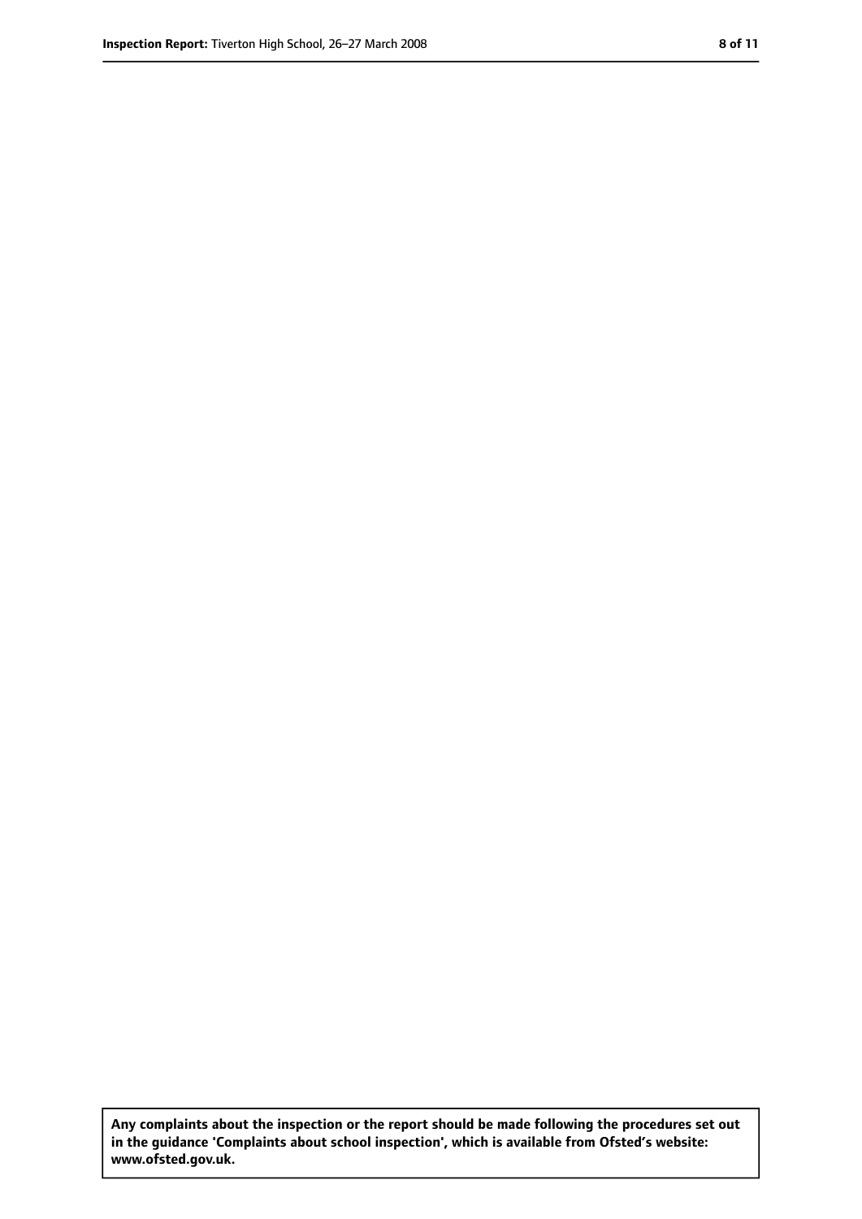**Any complaints about the inspection or the report should be made following the procedures set out in the guidance 'Complaints about school inspection', which is available from Ofsted's website: www.ofsted.gov.uk.**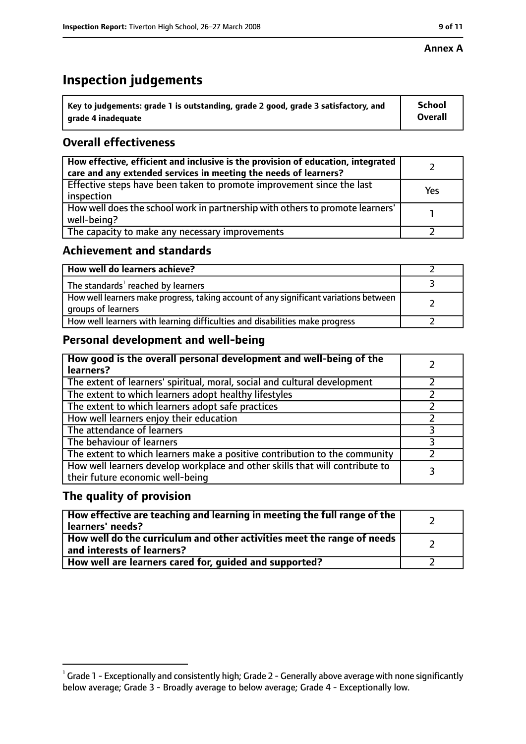**Annex A**

# Inspection judgements

| Key to judgements: grade 1 is outstanding, grade 2 good, grade 3 satisfactory, and grade 4 inadequate | School Overall |
| --- | --- |

## Overall effectiveness

| | |
| --- | --- |
| **How effective, efficient and inclusive is the provision of education, integrated care and any extended services in meeting the needs of learners?** | 2 |
| Effective steps have been taken to promote improvement since the last inspection | Yes |
| How well does the school work in partnership with others to promote learners' well-being? | 1 |
| The capacity to make any necessary improvements | 2 |

## Achievement and standards

| | |
| --- | --- |
| **How well do learners achieve?** | 2 |
| The standards[1] reached by learners | 3 |
| How well learners make progress, taking account of any significant variations between groups of learners | 2 |
| How well learners with learning difficulties and disabilities make progress | 2 |

## Personal development and well-being

| | |
| --- | --- |
| **How good is the overall personal development and well-being of the learners?** | 2 |
| The extent of learners' spiritual, moral, social and cultural development | 2 |
| The extent to which learners adopt healthy lifestyles | 2 |
| The extent to which learners adopt safe practices | 2 |
| How well learners enjoy their education | 2 |
| The attendance of learners | 3 |
| The behaviour of learners | 3 |
| The extent to which learners make a positive contribution to the community | 2 |
| How well learners develop workplace and other skills that will contribute to their future economic well-being | 3 |

## The quality of provision

| | |
| --- | --- |
| **How effective are teaching and learning in meeting the full range of the learners' needs?** | 2 |
| **How well do the curriculum and other activities meet the range of needs and interests of learners?** | 2 |
| **How well are learners cared for, guided and supported?** | 2 |

[1] Grade 1 - Exceptionally and consistently high; Grade 2 - Generally above average with none significantly below average; Grade 3 - Broadly average to below average; Grade 4 - Exceptionally low.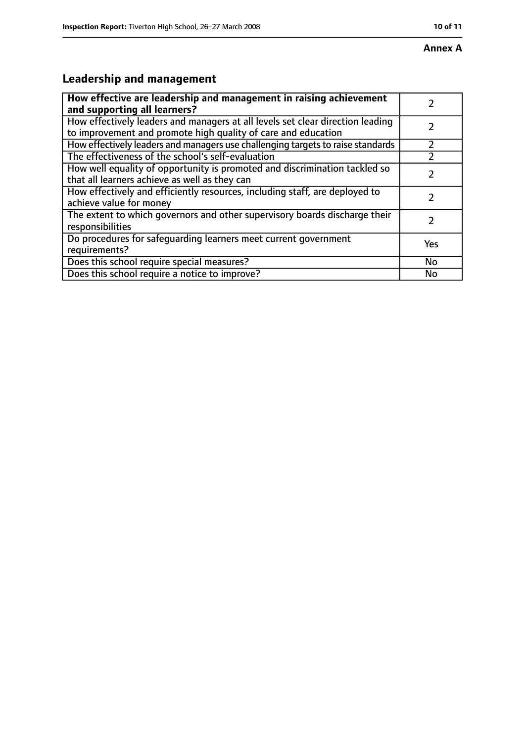**Annex A**

## Leadership and management

| **How effective are leadership and management in raising achievement and supporting all learners?** | 2 |
| --- | --- |
| How effectively leaders and managers at all levels set clear direction leading to improvement and promote high quality of care and education | 2 |
| How effectively leaders and managers use challenging targets to raise standards | 2 |
| The effectiveness of the school's self-evaluation | 2 |
| How well equality of opportunity is promoted and discrimination tackled so that all learners achieve as well as they can | 2 |
| How effectively and efficiently resources, including staff, are deployed to achieve value for money | 2 |
| The extent to which governors and other supervisory boards discharge their responsibilities | 2 |
| Do procedures for safeguarding learners meet current government requirements? | Yes |
| Does this school require special measures? | No |
| Does this school require a notice to improve? | No |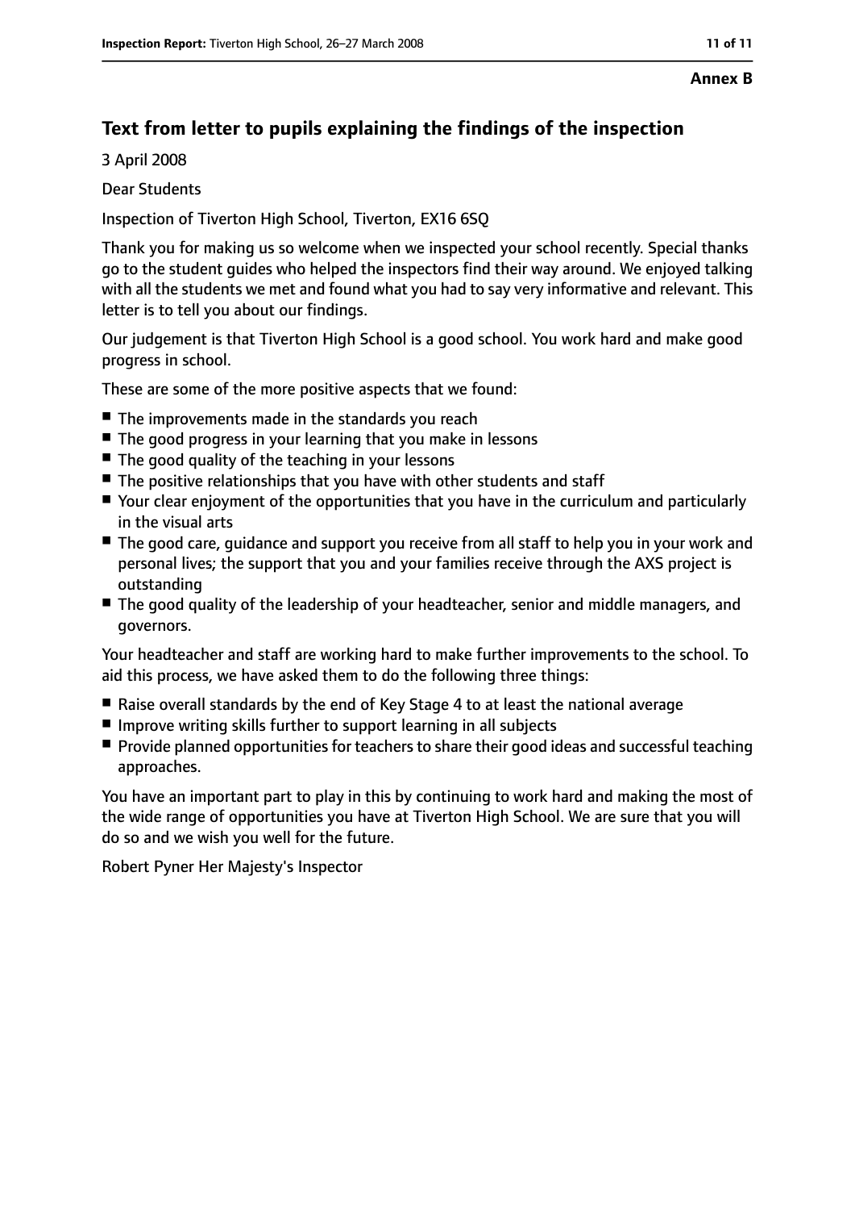**Annex B**

## Text from letter to pupils explaining the findings of the inspection

3 April 2008

Dear Students

Inspection of Tiverton High School, Tiverton, EX16 6SQ

Thank you for making us so welcome when we inspected your school recently. Special thanks go to the student guides who helped the inspectors find their way around. We enjoyed talking with all the students we met and found what you had to say very informative and relevant. This letter is to tell you about our findings.

Our judgement is that Tiverton High School is a good school. You work hard and make good progress in school.

These are some of the more positive aspects that we found:

- The improvements made in the standards you reach
- The good progress in your learning that you make in lessons
- The good quality of the teaching in your lessons
- The positive relationships that you have with other students and staff
- Your clear enjoyment of the opportunities that you have in the curriculum and particularly in the visual arts
- The good care, guidance and support you receive from all staff to help you in your work and personal lives; the support that you and your families receive through the AXS project is outstanding
- The good quality of the leadership of your headteacher, senior and middle managers, and governors.

Your headteacher and staff are working hard to make further improvements to the school. To aid this process, we have asked them to do the following three things:

- Raise overall standards by the end of Key Stage 4 to at least the national average
- Improve writing skills further to support learning in all subjects
- Provide planned opportunities for teachers to share their good ideas and successful teaching approaches.

You have an important part to play in this by continuing to work hard and making the most of the wide range of opportunities you have at Tiverton High School. We are sure that you will do so and we wish you well for the future.

Robert Pyner Her Majesty's Inspector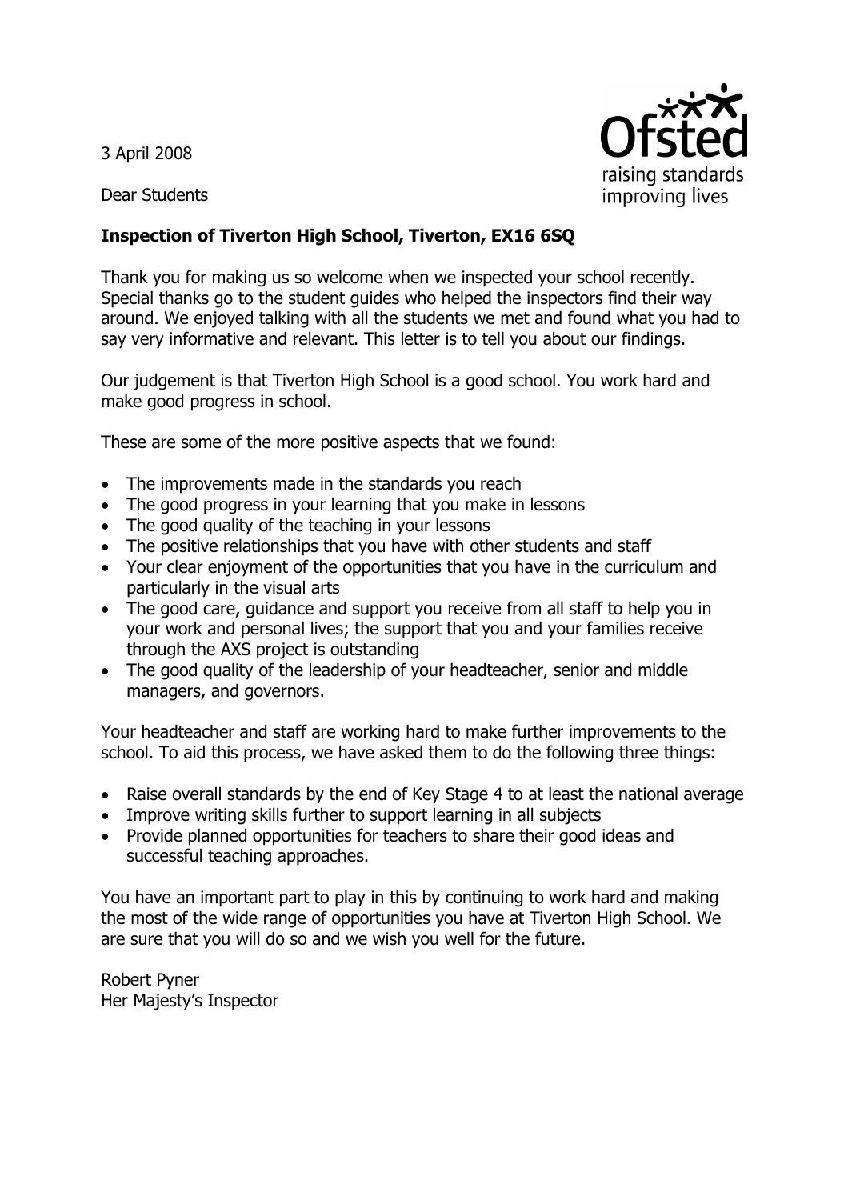3 April 2008

Dear Students

**Inspection of Tiverton High School, Tiverton, EX16 6SQ**

Thank you for making us so welcome when we inspected your school recently. Special thanks go to the student guides who helped the inspectors find their way around. We enjoyed talking with all the students we met and found what you had to say very informative and relevant. This letter is to tell you about our findings.

Our judgement is that Tiverton High School is a good school. You work hard and make good progress in school.

These are some of the more positive aspects that we found:

- The improvements made in the standards you reach
- The good progress in your learning that you make in lessons
- The good quality of the teaching in your lessons
- The positive relationships that you have with other students and staff
- Your clear enjoyment of the opportunities that you have in the curriculum and particularly in the visual arts
- The good care, guidance and support you receive from all staff to help you in your work and personal lives; the support that you and your families receive through the AXS project is outstanding
- The good quality of the leadership of your headteacher, senior and middle managers, and governors.

Your headteacher and staff are working hard to make further improvements to the school. To aid this process, we have asked them to do the following three things:

- Raise overall standards by the end of Key Stage 4 to at least the national average
- Improve writing skills further to support learning in all subjects
- Provide planned opportunities for teachers to share their good ideas and successful teaching approaches.

You have an important part to play in this by continuing to work hard and making the most of the wide range of opportunities you have at Tiverton High School. We are sure that you will do so and we wish you well for the future.

Robert Pyner
Her Majesty's Inspector